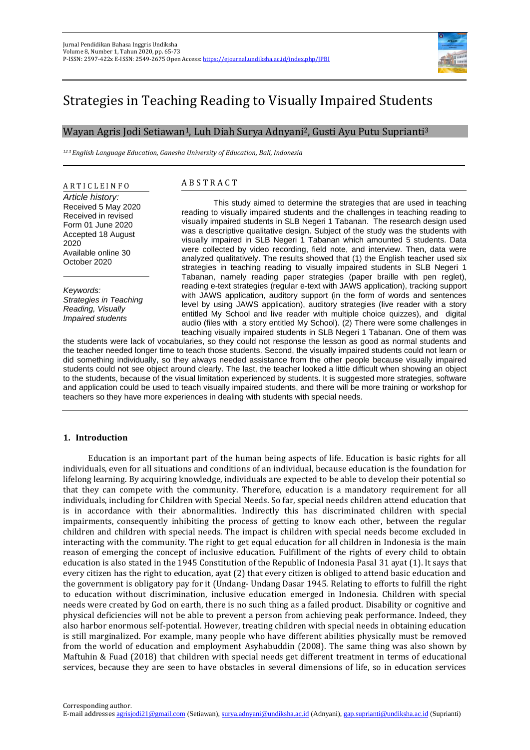# Strategies in Teaching Reading to Visually Impaired Students

Wayan Agris Jodi Setiawan[1], Luh Diah Surya Adnyani[2], Gusti Ayu Putu Suprianti[3]

*[1 2 3] English Language Education, Ganesha University of Education, Bali, Indonesia*

**ARTICLE INFO**

*Article history:*
Received 5 May 2020
Received in revised Form 01 June 2020
Accepted 18 August 2020
Available online 30 October 2020

*Keywords:*
*Strategies in Teaching Reading, Visually Impaired students*

**ABSTRACT**

This study aimed to determine the strategies that are used in teaching reading to visually impaired students and the challenges in teaching reading to visually impaired students in SLB Negeri 1 Tabanan. The research design used was a descriptive qualitative design. Subject of the study was the students with visually impaired in SLB Negeri 1 Tabanan which amounted 5 students. Data were collected by video recording, field note, and interview. Then, data were analyzed qualitatively. The results showed that (1) the English teacher used six strategies in teaching reading to visually impaired students in SLB Negeri 1 Tabanan, namely reading paper strategies (paper braille with pen reglet), reading e-text strategies (regular e-text with JAWS application), tracking support with JAWS application, auditory support (in the form of words and sentences level by using JAWS application), auditory strategies (live reader with a story entitled My School and live reader with multiple choice quizzes), and digital audio (files with a story entitled My School). (2) There were some challenges in teaching visually impaired students in SLB Negeri 1 Tabanan. One of them was the students were lack of vocabularies, so they could not response the lesson as good as normal students and the teacher needed longer time to teach those students. Second, the visually impaired students could not learn or did something individually, so they always needed assistance from the other people because visually impaired students could not see object around clearly. The last, the teacher looked a little difficult when showing an object to the students, because of the visual limitation experienced by students. It is suggested more strategies, software and application could be used to teach visually impaired students, and there will be more training or workshop for teachers so they have more experiences in dealing with students with special needs.

## 1. Introduction

Education is an important part of the human being aspects of life. Education is basic rights for all individuals, even for all situations and conditions of an individual, because education is the foundation for lifelong learning. By acquiring knowledge, individuals are expected to be able to develop their potential so that they can compete with the community. Therefore, education is a mandatory requirement for all individuals, including for Children with Special Needs. So far, special needs children attend education that is in accordance with their abnormalities. Indirectly this has discriminated children with special impairments, consequently inhibiting the process of getting to know each other, between the regular children and children with special needs. The impact is children with special needs become excluded in interacting with the community. The right to get equal education for all children in Indonesia is the main reason of emerging the concept of inclusive education. Fulfillment of the rights of every child to obtain education is also stated in the 1945 Constitution of the Republic of Indonesia Pasal 31 ayat (1). It says that every citizen has the right to education, ayat (2) that every citizen is obliged to attend basic education and the government is obligatory pay for it (Undang- Undang Dasar 1945. Relating to efforts to fulfill the right to education without discrimination, inclusive education emerged in Indonesia. Children with special needs were created by God on earth, there is no such thing as a failed product. Disability or cognitive and physical deficiencies will not be able to prevent a person from achieving peak performance. Indeed, they also harbor enormous self-potential. However, treating children with special needs in obtaining education is still marginalized. For example, many people who have different abilities physically must be removed from the world of education and employment Asyhabuddin (2008). The same thing was also shown by Maftuhin & Fuad (2018) that children with special needs get different treatment in terms of educational services, because they are seen to have obstacles in several dimensions of life, so in education services

Corresponding author.
E-mail addresses agrisjodi21@gmail.com (Setiawan), surya.adnyani@undiksha.ac.id (Adnyani), gap.suprianti@undiksha.ac.id (Suprianti)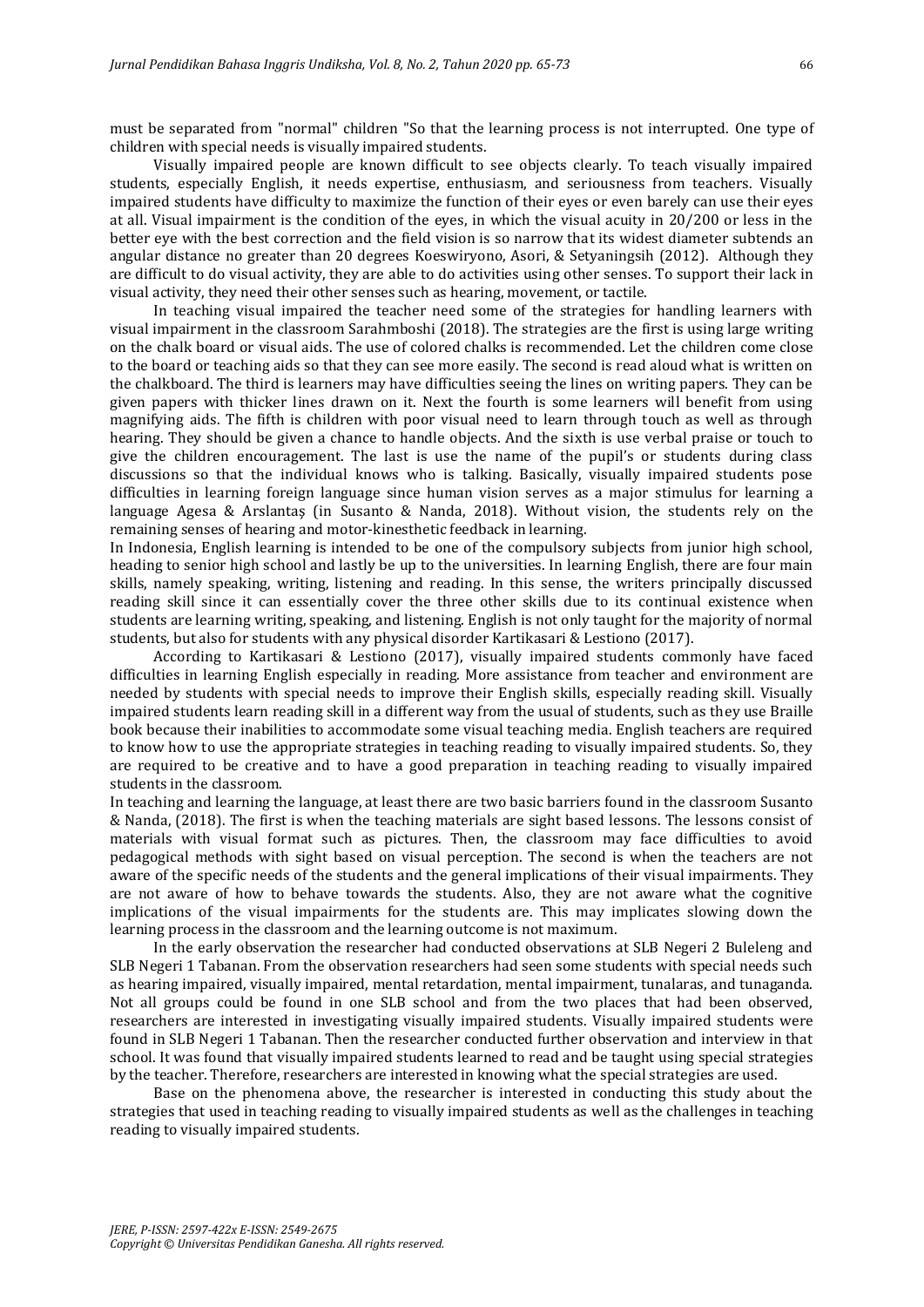must be separated from "normal" children "So that the learning process is not interrupted. One type of children with special needs is visually impaired students.

Visually impaired people are known difficult to see objects clearly. To teach visually impaired students, especially English, it needs expertise, enthusiasm, and seriousness from teachers. Visually impaired students have difficulty to maximize the function of their eyes or even barely can use their eyes at all. Visual impairment is the condition of the eyes, in which the visual acuity in 20/200 or less in the better eye with the best correction and the field vision is so narrow that its widest diameter subtends an angular distance no greater than 20 degrees Koeswiryono, Asori, & Setyaningsih (2012). Although they are difficult to do visual activity, they are able to do activities using other senses. To support their lack in visual activity, they need their other senses such as hearing, movement, or tactile.

In teaching visual impaired the teacher need some of the strategies for handling learners with visual impairment in the classroom Sarahmboshi (2018). The strategies are the first is using large writing on the chalk board or visual aids. The use of colored chalks is recommended. Let the children come close to the board or teaching aids so that they can see more easily. The second is read aloud what is written on the chalkboard. The third is learners may have difficulties seeing the lines on writing papers. They can be given papers with thicker lines drawn on it. Next the fourth is some learners will benefit from using magnifying aids. The fifth is children with poor visual need to learn through touch as well as through hearing. They should be given a chance to handle objects. And the sixth is use verbal praise or touch to give the children encouragement. The last is use the name of the pupil's or students during class discussions so that the individual knows who is talking. Basically, visually impaired students pose difficulties in learning foreign language since human vision serves as a major stimulus for learning a language Agesa & Arslantaş (in Susanto & Nanda, 2018). Without vision, the students rely on the remaining senses of hearing and motor-kinesthetic feedback in learning.

In Indonesia, English learning is intended to be one of the compulsory subjects from junior high school, heading to senior high school and lastly be up to the universities. In learning English, there are four main skills, namely speaking, writing, listening and reading. In this sense, the writers principally discussed reading skill since it can essentially cover the three other skills due to its continual existence when students are learning writing, speaking, and listening. English is not only taught for the majority of normal students, but also for students with any physical disorder Kartikasari & Lestiono (2017).

According to Kartikasari & Lestiono (2017), visually impaired students commonly have faced difficulties in learning English especially in reading. More assistance from teacher and environment are needed by students with special needs to improve their English skills, especially reading skill. Visually impaired students learn reading skill in a different way from the usual of students, such as they use Braille book because their inabilities to accommodate some visual teaching media. English teachers are required to know how to use the appropriate strategies in teaching reading to visually impaired students. So, they are required to be creative and to have a good preparation in teaching reading to visually impaired students in the classroom.

In teaching and learning the language, at least there are two basic barriers found in the classroom Susanto & Nanda, (2018). The first is when the teaching materials are sight based lessons. The lessons consist of materials with visual format such as pictures. Then, the classroom may face difficulties to avoid pedagogical methods with sight based on visual perception. The second is when the teachers are not aware of the specific needs of the students and the general implications of their visual impairments. They are not aware of how to behave towards the students. Also, they are not aware what the cognitive implications of the visual impairments for the students are. This may implicates slowing down the learning process in the classroom and the learning outcome is not maximum.

In the early observation the researcher had conducted observations at SLB Negeri 2 Buleleng and SLB Negeri 1 Tabanan. From the observation researchers had seen some students with special needs such as hearing impaired, visually impaired, mental retardation, mental impairment, tunalaras, and tunaganda. Not all groups could be found in one SLB school and from the two places that had been observed, researchers are interested in investigating visually impaired students. Visually impaired students were found in SLB Negeri 1 Tabanan. Then the researcher conducted further observation and interview in that school. It was found that visually impaired students learned to read and be taught using special strategies by the teacher. Therefore, researchers are interested in knowing what the special strategies are used.

Base on the phenomena above, the researcher is interested in conducting this study about the strategies that used in teaching reading to visually impaired students as well as the challenges in teaching reading to visually impaired students.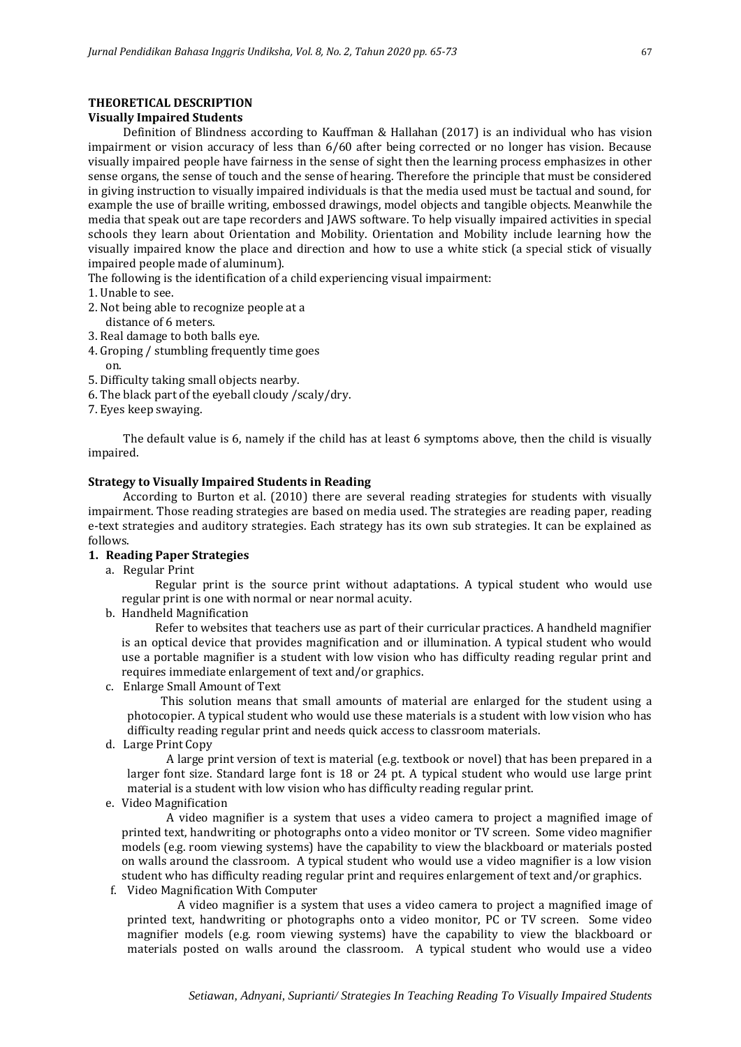## THEORETICAL DESCRIPTION

### Visually Impaired Students

Definition of Blindness according to Kauffman & Hallahan (2017) is an individual who has vision impairment or vision accuracy of less than 6/60 after being corrected or no longer has vision. Because visually impaired people have fairness in the sense of sight then the learning process emphasizes in other sense organs, the sense of touch and the sense of hearing. Therefore the principle that must be considered in giving instruction to visually impaired individuals is that the media used must be tactual and sound, for example the use of braille writing, embossed drawings, model objects and tangible objects. Meanwhile the media that speak out are tape recorders and JAWS software. To help visually impaired activities in special schools they learn about Orientation and Mobility. Orientation and Mobility include learning how the visually impaired know the place and direction and how to use a white stick (a special stick of visually impaired people made of aluminum).

The following is the identification of a child experiencing visual impairment:

1. Unable to see.
2. Not being able to recognize people at a distance of 6 meters.
3. Real damage to both balls eye.
4. Groping / stumbling frequently time goes on.
5. Difficulty taking small objects nearby.
6. The black part of the eyeball cloudy /scaly/dry.
7. Eyes keep swaying.

The default value is 6, namely if the child has at least 6 symptoms above, then the child is visually impaired.

### Strategy to Visually Impaired Students in Reading

According to Burton et al. (2010) there are several reading strategies for students with visually impairment. Those reading strategies are based on media used. The strategies are reading paper, reading e-text strategies and auditory strategies. Each strategy has its own sub strategies. It can be explained as follows.

**1. Reading Paper Strategies**

a. Regular Print

Regular print is the source print without adaptations. A typical student who would use regular print is one with normal or near normal acuity.

b. Handheld Magnification

Refer to websites that teachers use as part of their curricular practices. A handheld magnifier is an optical device that provides magnification and or illumination. A typical student who would use a portable magnifier is a student with low vision who has difficulty reading regular print and requires immediate enlargement of text and/or graphics.

c. Enlarge Small Amount of Text

This solution means that small amounts of material are enlarged for the student using a photocopier. A typical student who would use these materials is a student with low vision who has difficulty reading regular print and needs quick access to classroom materials.

d. Large Print Copy

A large print version of text is material (e.g. textbook or novel) that has been prepared in a larger font size. Standard large font is 18 or 24 pt. A typical student who would use large print material is a student with low vision who has difficulty reading regular print.

e. Video Magnification

A video magnifier is a system that uses a video camera to project a magnified image of printed text, handwriting or photographs onto a video monitor or TV screen. Some video magnifier models (e.g. room viewing systems) have the capability to view the blackboard or materials posted on walls around the classroom. A typical student who would use a video magnifier is a low vision student who has difficulty reading regular print and requires enlargement of text and/or graphics.

f. Video Magnification With Computer

A video magnifier is a system that uses a video camera to project a magnified image of printed text, handwriting or photographs onto a video monitor, PC or TV screen. Some video magnifier models (e.g. room viewing systems) have the capability to view the blackboard or materials posted on walls around the classroom. A typical student who would use a video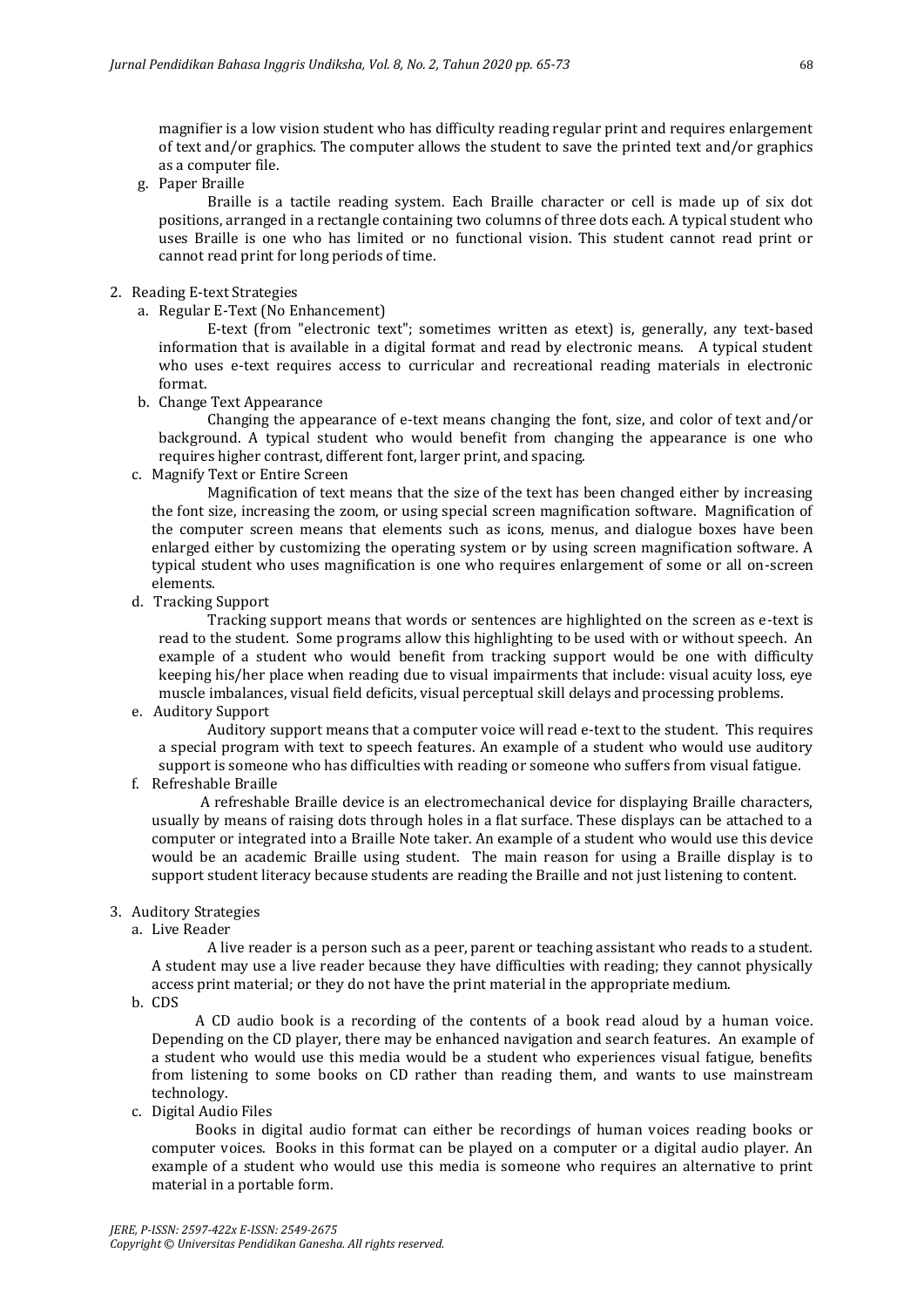magnifier is a low vision student who has difficulty reading regular print and requires enlargement of text and/or graphics. The computer allows the student to save the printed text and/or graphics as a computer file.

g. Paper Braille

Braille is a tactile reading system. Each Braille character or cell is made up of six dot positions, arranged in a rectangle containing two columns of three dots each. A typical student who uses Braille is one who has limited or no functional vision. This student cannot read print or cannot read print for long periods of time.

2. Reading E-text Strategies

a. Regular E-Text (No Enhancement)

E-text (from "electronic text"; sometimes written as etext) is, generally, any text-based information that is available in a digital format and read by electronic means. A typical student who uses e-text requires access to curricular and recreational reading materials in electronic format.

b. Change Text Appearance

Changing the appearance of e-text means changing the font, size, and color of text and/or background. A typical student who would benefit from changing the appearance is one who requires higher contrast, different font, larger print, and spacing.

c. Magnify Text or Entire Screen

Magnification of text means that the size of the text has been changed either by increasing the font size, increasing the zoom, or using special screen magnification software. Magnification of the computer screen means that elements such as icons, menus, and dialogue boxes have been enlarged either by customizing the operating system or by using screen magnification software. A typical student who uses magnification is one who requires enlargement of some or all on-screen elements.

d. Tracking Support

Tracking support means that words or sentences are highlighted on the screen as e-text is read to the student. Some programs allow this highlighting to be used with or without speech. An example of a student who would benefit from tracking support would be one with difficulty keeping his/her place when reading due to visual impairments that include: visual acuity loss, eye muscle imbalances, visual field deficits, visual perceptual skill delays and processing problems.

e. Auditory Support

Auditory support means that a computer voice will read e-text to the student. This requires a special program with text to speech features. An example of a student who would use auditory support is someone who has difficulties with reading or someone who suffers from visual fatigue.

f. Refreshable Braille

A refreshable Braille device is an electromechanical device for displaying Braille characters, usually by means of raising dots through holes in a flat surface. These displays can be attached to a computer or integrated into a Braille Note taker. An example of a student who would use this device would be an academic Braille using student. The main reason for using a Braille display is to support student literacy because students are reading the Braille and not just listening to content.

3. Auditory Strategies

a. Live Reader

A live reader is a person such as a peer, parent or teaching assistant who reads to a student. A student may use a live reader because they have difficulties with reading; they cannot physically access print material; or they do not have the print material in the appropriate medium.

b. CDS

A CD audio book is a recording of the contents of a book read aloud by a human voice. Depending on the CD player, there may be enhanced navigation and search features. An example of a student who would use this media would be a student who experiences visual fatigue, benefits from listening to some books on CD rather than reading them, and wants to use mainstream technology.

c. Digital Audio Files

Books in digital audio format can either be recordings of human voices reading books or computer voices. Books in this format can be played on a computer or a digital audio player. An example of a student who would use this media is someone who requires an alternative to print material in a portable form.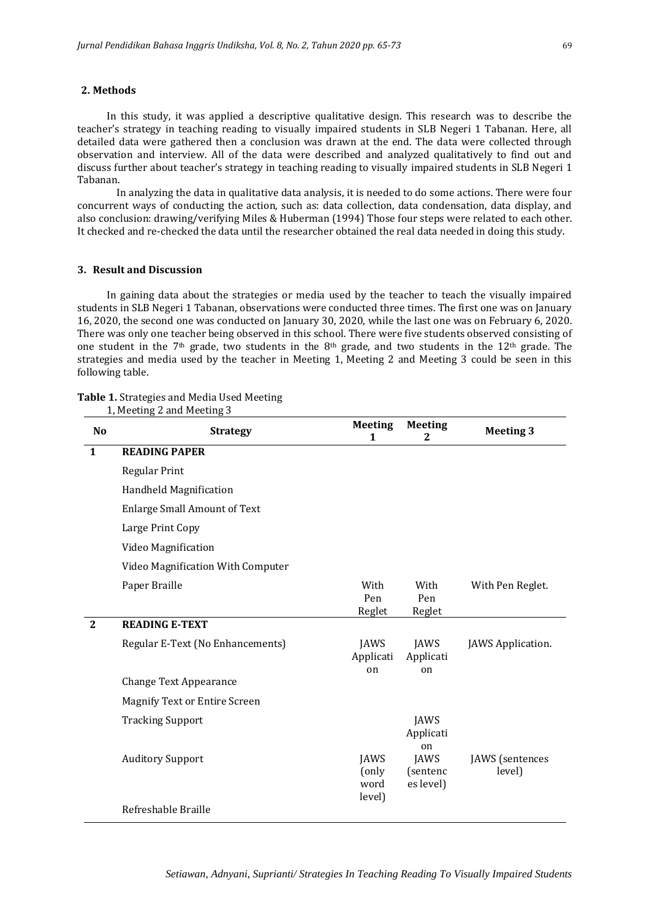## 2. Methods

In this study, it was applied a descriptive qualitative design. This research was to describe the teacher's strategy in teaching reading to visually impaired students in SLB Negeri 1 Tabanan. Here, all detailed data were gathered then a conclusion was drawn at the end. The data were collected through observation and interview. All of the data were described and analyzed qualitatively to find out and discuss further about teacher's strategy in teaching reading to visually impaired students in SLB Negeri 1 Tabanan.

In analyzing the data in qualitative data analysis, it is needed to do some actions. There were four concurrent ways of conducting the action, such as: data collection, data condensation, data display, and also conclusion: drawing/verifying Miles & Huberman (1994) Those four steps were related to each other. It checked and re-checked the data until the researcher obtained the real data needed in doing this study.

## 3. Result and Discussion

In gaining data about the strategies or media used by the teacher to teach the visually impaired students in SLB Negeri 1 Tabanan, observations were conducted three times. The first one was on January 16, 2020, the second one was conducted on January 30, 2020, while the last one was on February 6, 2020. There was only one teacher being observed in this school. There were five students observed consisting of one student in the 7th grade, two students in the 8th grade, and two students in the 12th grade. The strategies and media used by the teacher in Meeting 1, Meeting 2 and Meeting 3 could be seen in this following table.

**Table 1.** Strategies and Media Used Meeting 1, Meeting 2 and Meeting 3

| No | Strategy | Meeting 1 | Meeting 2 | Meeting 3 |
|---|---|---|---|---|
| 1 | **READING PAPER** | | | |
| | Regular Print | | | |
| | Handheld Magnification | | | |
| | Enlarge Small Amount of Text | | | |
| | Large Print Copy | | | |
| | Video Magnification | | | |
| | Video Magnification With Computer | | | |
| | Paper Braille | With Pen Reglet | With Pen Reglet | With Pen Reglet. |
| 2 | **READING E-TEXT** | | | |
| | Regular E-Text (No Enhancements) | JAWS Application | JAWS Application | JAWS Application. |
| | Change Text Appearance | | | |
| | Magnify Text or Entire Screen | | | |
| | Tracking Support | | JAWS Application | |
| | Auditory Support | JAWS (only word level) | JAWS (sentences level) | JAWS (sentences level) |
| | Refreshable Braille | | | |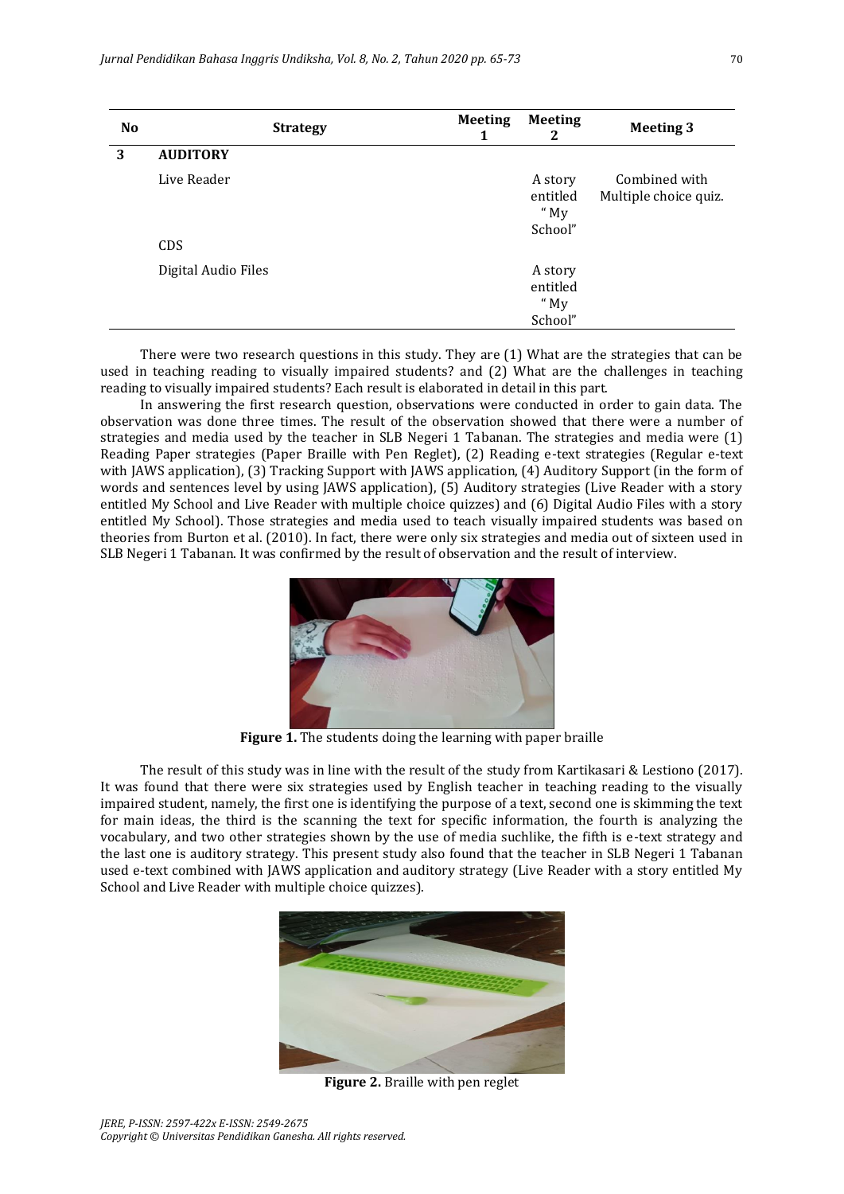| No | Strategy | Meeting 1 | Meeting 2 | Meeting 3 |
|---|---|---|---|---|
| 3 | **AUDITORY** | | | |
| | Live Reader | | A story entitled " My School" | Combined with Multiple choice quiz. |
| | CDS | | | |
| | Digital Audio Files | | A story entitled " My School" | |

There were two research questions in this study. They are (1) What are the strategies that can be used in teaching reading to visually impaired students? and (2) What are the challenges in teaching reading to visually impaired students? Each result is elaborated in detail in this part.

In answering the first research question, observations were conducted in order to gain data. The observation was done three times. The result of the observation showed that there were a number of strategies and media used by the teacher in SLB Negeri 1 Tabanan. The strategies and media were (1) Reading Paper strategies (Paper Braille with Pen Reglet), (2) Reading e-text strategies (Regular e-text with JAWS application), (3) Tracking Support with JAWS application, (4) Auditory Support (in the form of words and sentences level by using JAWS application), (5) Auditory strategies (Live Reader with a story entitled My School and Live Reader with multiple choice quizzes) and (6) Digital Audio Files with a story entitled My School). Those strategies and media used to teach visually impaired students was based on theories from Burton et al. (2010). In fact, there were only six strategies and media out of sixteen used in SLB Negeri 1 Tabanan. It was confirmed by the result of observation and the result of interview.

**Figure 1.** The students doing the learning with paper braille

The result of this study was in line with the result of the study from Kartikasari & Lestiono (2017). It was found that there were six strategies used by English teacher in teaching reading to the visually impaired student, namely, the first one is identifying the purpose of a text, second one is skimming the text for main ideas, the third is the scanning the text for specific information, the fourth is analyzing the vocabulary, and two other strategies shown by the use of media suchlike, the fifth is e-text strategy and the last one is auditory strategy. This present study also found that the teacher in SLB Negeri 1 Tabanan used e-text combined with JAWS application and auditory strategy (Live Reader with a story entitled My School and Live Reader with multiple choice quizzes).

**Figure 2.** Braille with pen reglet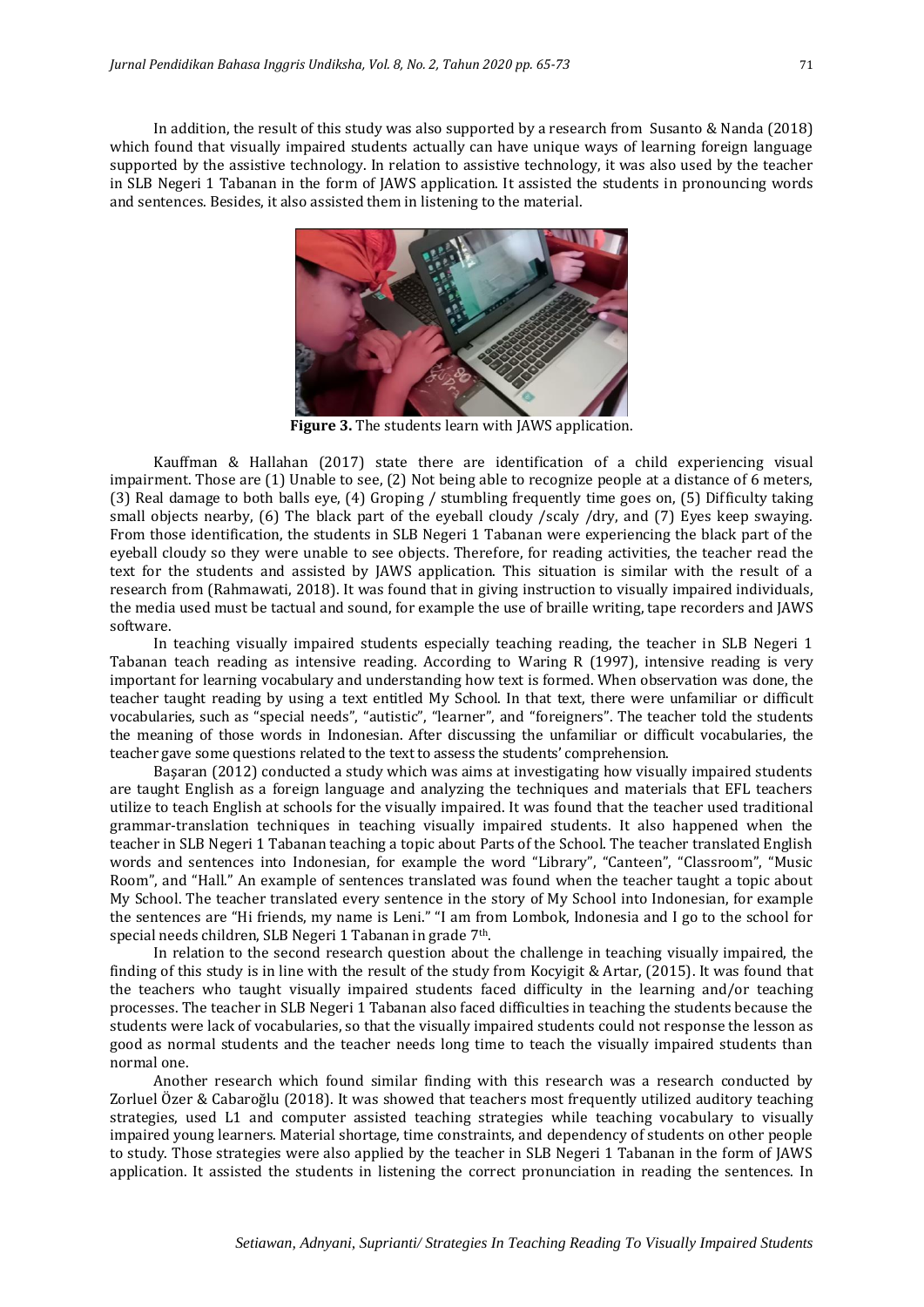In addition, the result of this study was also supported by a research from Susanto & Nanda (2018) which found that visually impaired students actually can have unique ways of learning foreign language supported by the assistive technology. In relation to assistive technology, it was also used by the teacher in SLB Negeri 1 Tabanan in the form of JAWS application. It assisted the students in pronouncing words and sentences. Besides, it also assisted them in listening to the material.

**Figure 3.** The students learn with JAWS application.

Kauffman & Hallahan (2017) state there are identification of a child experiencing visual impairment. Those are (1) Unable to see, (2) Not being able to recognize people at a distance of 6 meters, (3) Real damage to both balls eye, (4) Groping / stumbling frequently time goes on, (5) Difficulty taking small objects nearby, (6) The black part of the eyeball cloudy /scaly /dry, and (7) Eyes keep swaying. From those identification, the students in SLB Negeri 1 Tabanan were experiencing the black part of the eyeball cloudy so they were unable to see objects. Therefore, for reading activities, the teacher read the text for the students and assisted by JAWS application. This situation is similar with the result of a research from (Rahmawati, 2018). It was found that in giving instruction to visually impaired individuals, the media used must be tactual and sound, for example the use of braille writing, tape recorders and JAWS software.

In teaching visually impaired students especially teaching reading, the teacher in SLB Negeri 1 Tabanan teach reading as intensive reading. According to Waring R (1997), intensive reading is very important for learning vocabulary and understanding how text is formed. When observation was done, the teacher taught reading by using a text entitled My School. In that text, there were unfamiliar or difficult vocabularies, such as "special needs", "autistic", "learner", and "foreigners". The teacher told the students the meaning of those words in Indonesian. After discussing the unfamiliar or difficult vocabularies, the teacher gave some questions related to the text to assess the students' comprehension.

Başaran (2012) conducted a study which was aims at investigating how visually impaired students are taught English as a foreign language and analyzing the techniques and materials that EFL teachers utilize to teach English at schools for the visually impaired. It was found that the teacher used traditional grammar-translation techniques in teaching visually impaired students. It also happened when the teacher in SLB Negeri 1 Tabanan teaching a topic about Parts of the School. The teacher translated English words and sentences into Indonesian, for example the word "Library", "Canteen", "Classroom", "Music Room", and "Hall." An example of sentences translated was found when the teacher taught a topic about My School. The teacher translated every sentence in the story of My School into Indonesian, for example the sentences are "Hi friends, my name is Leni." "I am from Lombok, Indonesia and I go to the school for special needs children, SLB Negeri 1 Tabanan in grade 7th.

In relation to the second research question about the challenge in teaching visually impaired, the finding of this study is in line with the result of the study from Kocyigit & Artar, (2015). It was found that the teachers who taught visually impaired students faced difficulty in the learning and/or teaching processes. The teacher in SLB Negeri 1 Tabanan also faced difficulties in teaching the students because the students were lack of vocabularies, so that the visually impaired students could not response the lesson as good as normal students and the teacher needs long time to teach the visually impaired students than normal one.

Another research which found similar finding with this research was a research conducted by Zorluel Özer & Cabaroğlu (2018). It was showed that teachers most frequently utilized auditory teaching strategies, used L1 and computer assisted teaching strategies while teaching vocabulary to visually impaired young learners. Material shortage, time constraints, and dependency of students on other people to study. Those strategies were also applied by the teacher in SLB Negeri 1 Tabanan in the form of JAWS application. It assisted the students in listening the correct pronunciation in reading the sentences. In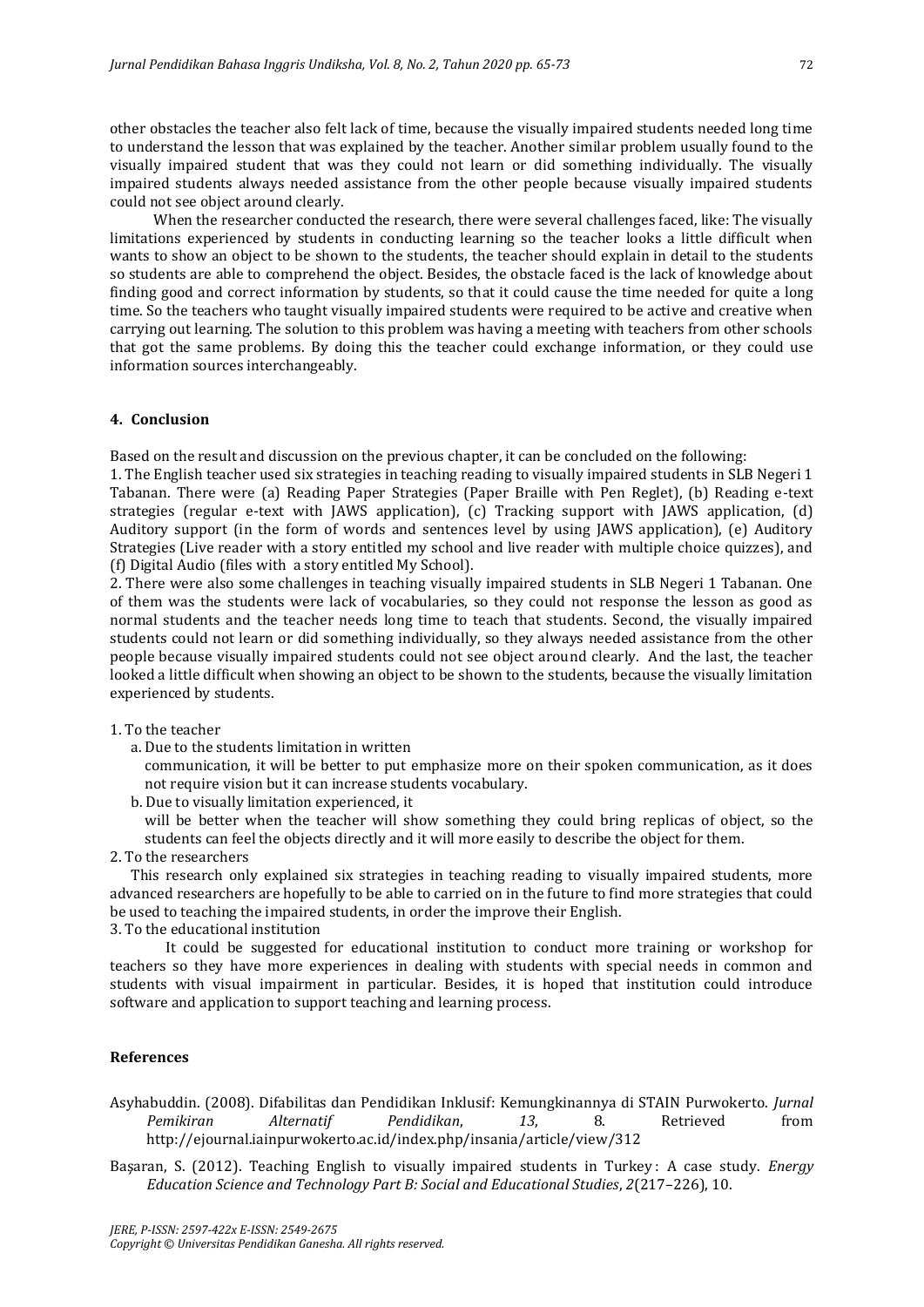other obstacles the teacher also felt lack of time, because the visually impaired students needed long time to understand the lesson that was explained by the teacher. Another similar problem usually found to the visually impaired student that was they could not learn or did something individually. The visually impaired students always needed assistance from the other people because visually impaired students could not see object around clearly.

When the researcher conducted the research, there were several challenges faced, like: The visually limitations experienced by students in conducting learning so the teacher looks a little difficult when wants to show an object to be shown to the students, the teacher should explain in detail to the students so students are able to comprehend the object. Besides, the obstacle faced is the lack of knowledge about finding good and correct information by students, so that it could cause the time needed for quite a long time. So the teachers who taught visually impaired students were required to be active and creative when carrying out learning. The solution to this problem was having a meeting with teachers from other schools that got the same problems. By doing this the teacher could exchange information, or they could use information sources interchangeably.

## 4. Conclusion

Based on the result and discussion on the previous chapter, it can be concluded on the following:

1. The English teacher used six strategies in teaching reading to visually impaired students in SLB Negeri 1 Tabanan. There were (a) Reading Paper Strategies (Paper Braille with Pen Reglet), (b) Reading e-text strategies (regular e-text with JAWS application), (c) Tracking support with JAWS application, (d) Auditory support (in the form of words and sentences level by using JAWS application), (e) Auditory Strategies (Live reader with a story entitled my school and live reader with multiple choice quizzes), and (f) Digital Audio (files with a story entitled My School).
2. There were also some challenges in teaching visually impaired students in SLB Negeri 1 Tabanan. One of them was the students were lack of vocabularies, so they could not response the lesson as good as normal students and the teacher needs long time to teach that students. Second, the visually impaired students could not learn or did something individually, so they always needed assistance from the other people because visually impaired students could not see object around clearly. And the last, the teacher looked a little difficult when showing an object to be shown to the students, because the visually limitation experienced by students.

1. To the teacher
   a. Due to the students limitation in written communication, it will be better to put emphasize more on their spoken communication, as it does not require vision but it can increase students vocabulary.
   b. Due to visually limitation experienced, it will be better when the teacher will show something they could bring replicas of object, so the students can feel the objects directly and it will more easily to describe the object for them.
2. To the researchers
   This research only explained six strategies in teaching reading to visually impaired students, more advanced researchers are hopefully to be able to carried on in the future to find more strategies that could be used to teaching the impaired students, in order the improve their English.
3. To the educational institution
   It could be suggested for educational institution to conduct more training or workshop for teachers so they have more experiences in dealing with students with special needs in common and students with visual impairment in particular. Besides, it is hoped that institution could introduce software and application to support teaching and learning process.

## References

Asyhabuddin. (2008). Difabilitas dan Pendidikan Inklusif: Kemungkinannya di STAIN Purwokerto. *Jurnal Pemikiran Alternatif Pendidikan*, *13*, 8. Retrieved from http://ejournal.iainpurwokerto.ac.id/index.php/insania/article/view/312

Başaran, S. (2012). Teaching English to visually impaired students in Turkey : A case study. *Energy Education Science and Technology Part B: Social and Educational Studies*, *2*(217–226), 10.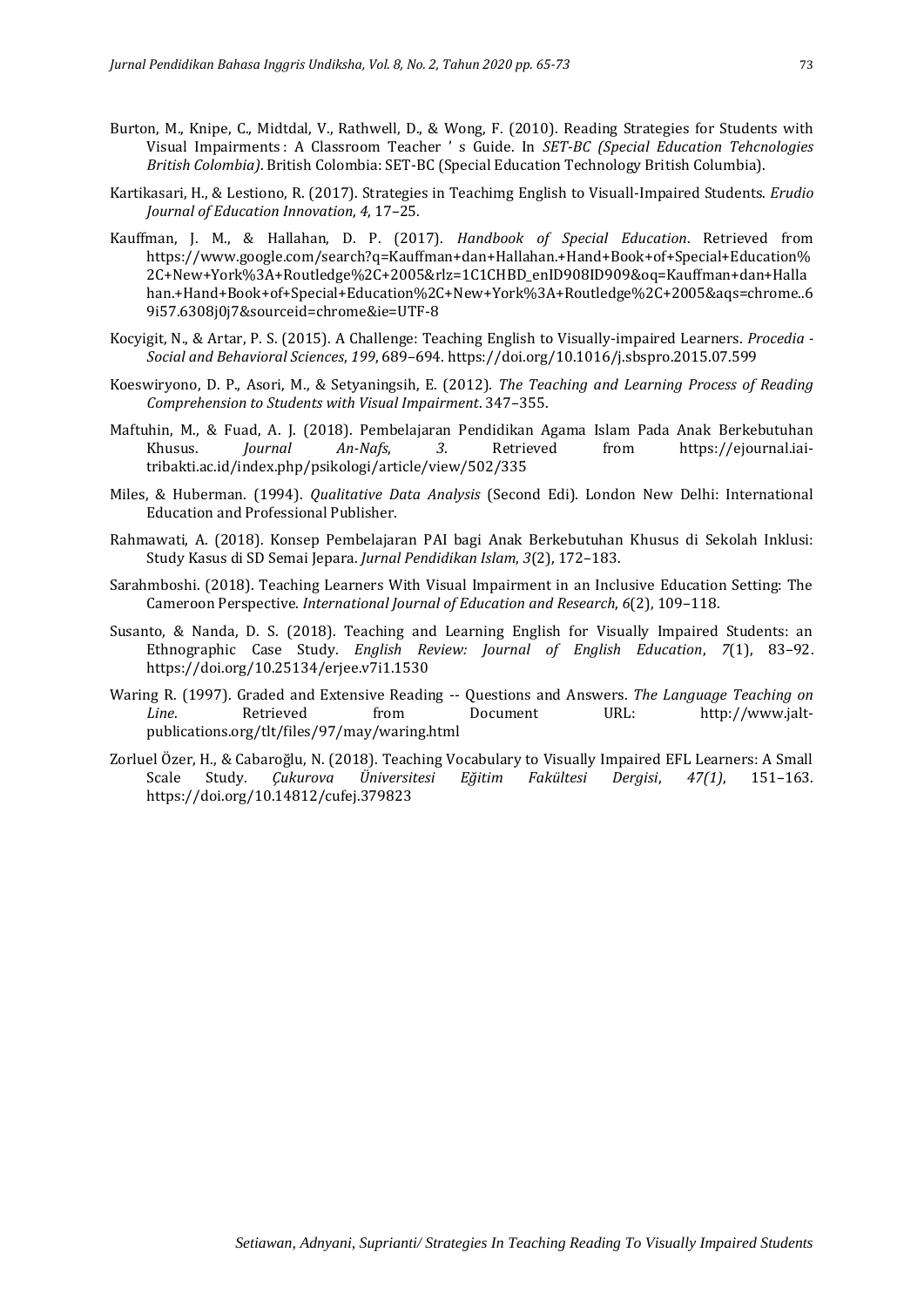Burton, M., Knipe, C., Midtdal, V., Rathwell, D., & Wong, F. (2010). Reading Strategies for Students with Visual Impairments : A Classroom Teacher ' s Guide. In *SET-BC (Special Education Tehcnologies British Colombia)*. British Colombia: SET-BC (Special Education Technology British Columbia).

Kartikasari, H., & Lestiono, R. (2017). Strategies in Teachimg English to Visuall-Impaired Students. *Erudio Journal of Education Innovation*, *4*, 17–25.

Kauffman, J. M., & Hallahan, D. P. (2017). *Handbook of Special Education*. Retrieved from https://www.google.com/search?q=Kauffman+dan+Hallahan.+Hand+Book+of+Special+Education%2C+New+York%3A+Routledge%2C+2005&rlz=1C1CHBD_enID908ID909&oq=Kauffman+dan+Hallahan.+Hand+Book+of+Special+Education%2C+New+York%3A+Routledge%2C+2005&aqs=chrome..69i57.6308j0j7&sourceid=chrome&ie=UTF-8

Kocyigit, N., & Artar, P. S. (2015). A Challenge: Teaching English to Visually-impaired Learners. *Procedia - Social and Behavioral Sciences*, *199*, 689–694. https://doi.org/10.1016/j.sbspro.2015.07.599

Koeswiryono, D. P., Asori, M., & Setyaningsih, E. (2012). *The Teaching and Learning Process of Reading Comprehension to Students with Visual Impairment*. 347–355.

Maftuhin, M., & Fuad, A. J. (2018). Pembelajaran Pendidikan Agama Islam Pada Anak Berkebutuhan Khusus. *Journal An-Nafs*, *3*. Retrieved from https://ejournal.iai-tribakti.ac.id/index.php/psikologi/article/view/502/335

Miles, & Huberman. (1994). *Qualitative Data Analysis* (Second Edi). London New Delhi: International Education and Professional Publisher.

Rahmawati, A. (2018). Konsep Pembelajaran PAI bagi Anak Berkebutuhan Khusus di Sekolah Inklusi: Study Kasus di SD Semai Jepara. *Jurnal Pendidikan Islam*, *3*(2), 172–183.

Sarahmboshi. (2018). Teaching Learners With Visual Impairment in an Inclusive Education Setting: The Cameroon Perspective. *International Journal of Education and Research*, *6*(2), 109–118.

Susanto, & Nanda, D. S. (2018). Teaching and Learning English for Visually Impaired Students: an Ethnographic Case Study. *English Review: Journal of English Education*, *7*(1), 83–92. https://doi.org/10.25134/erjee.v7i1.1530

Waring R. (1997). Graded and Extensive Reading -- Questions and Answers. *The Language Teaching on Line*. Retrieved from Document URL: http://www.jalt-publications.org/tlt/files/97/may/waring.html

Zorluel Özer, H., & Cabaroğlu, N. (2018). Teaching Vocabulary to Visually Impaired EFL Learners: A Small Scale Study. *Çukurova Üniversitesi Eğitim Fakültesi Dergisi*, *47(1)*, 151–163. https://doi.org/10.14812/cufej.379823